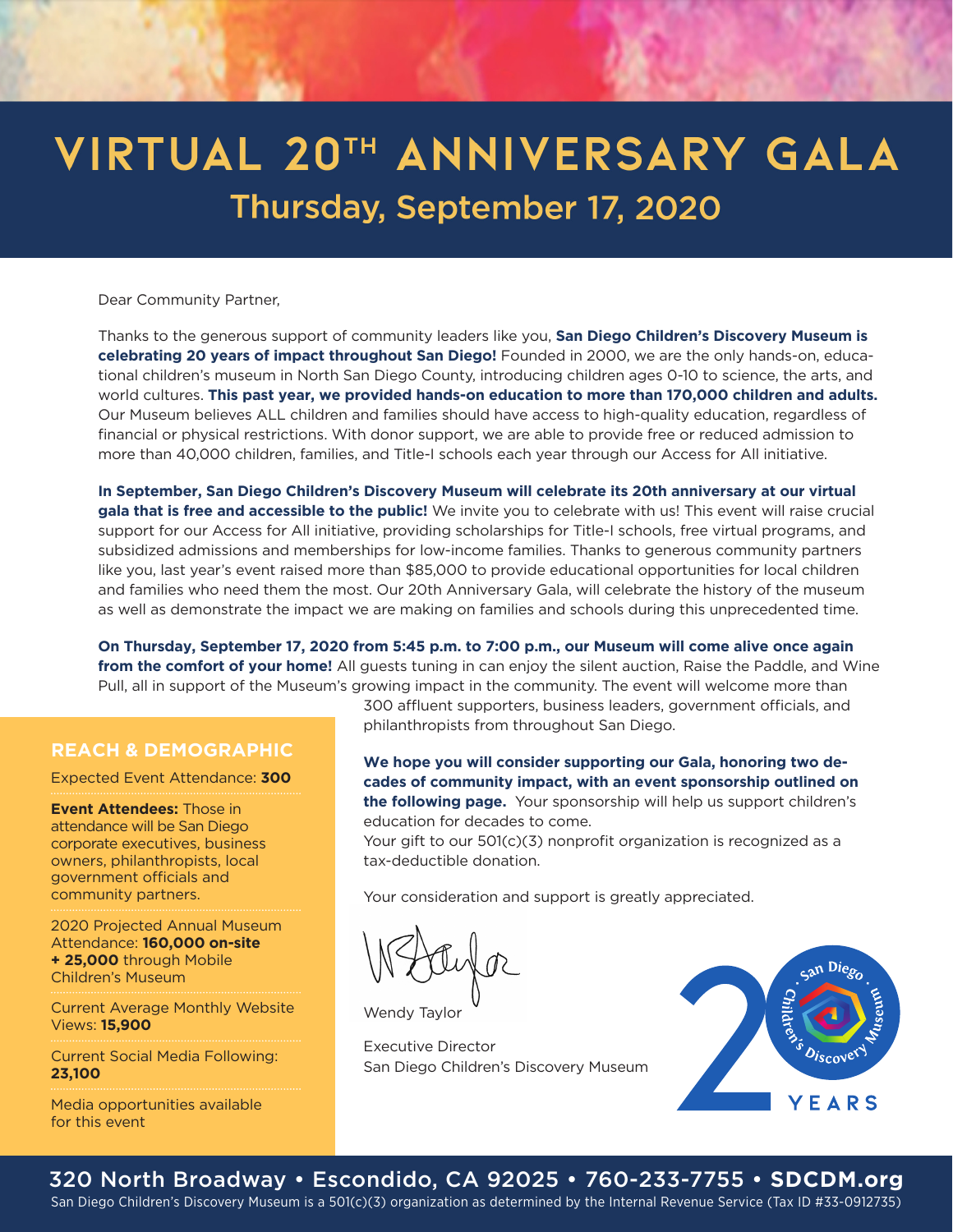# VIRTUAL 20TH ANNIVERSARY GALA

## Thursday, September 17, 2020

Dear Community Partner,

Thanks to the generous support of community leaders like you, **San Diego Children's Discovery Museum is celebrating 20 years of impact throughout San Diego!** Founded in 2000, we are the only hands-on, educational children's museum in North San Diego County, introducing children ages 0-10 to science, the arts, and world cultures. **This past year, we provided hands-on education to more than 170,000 children and adults.** Our Museum believes ALL children and families should have access to high-quality education, regardless of financial or physical restrictions. With donor support, we are able to provide free or reduced admission to more than 40,000 children, families, and Title-I schools each year through our Access for All initiative.

**In September, San Diego Children's Discovery Museum will celebrate its 20th anniversary at our virtual gala that is free and accessible to the public!** We invite you to celebrate with us! This event will raise crucial support for our Access for All initiative, providing scholarships for Title-I schools, free virtual programs, and subsidized admissions and memberships for low-income families. Thanks to generous community partners like you, last year's event raised more than $85,000 to provide educational opportunities for local children and families who need them the most. Our 20th Anniversary Gala, will celebrate the history of the museum as well as demonstrate the impact we are making on families and schools during this unprecedented time.

**On Thursday, September 17, 2020 from 5:45 p.m. to 7:00 p.m., our Museum will come alive once again from the comfort of your home!** All guests tuning in can enjoy the silent auction, Raise the Paddle, and Wine Pull, all in support of the Museum's growing impact in the community. The event will welcome more than 300 affluent supporters, business leaders, government officials, and philanthropists from throughout San Diego.

**We hope you will consider supporting our Gala, honoring two decades of community impact, with an event sponsorship outlined on the following page.** Your sponsorship will help us support children's education for decades to come.
Your gift to our 501(c)(3) nonprofit organization is recognized as a tax-deductible donation.

Your consideration and support is greatly appreciated.

Wendy Taylor

Executive Director
San Diego Children's Discovery Museum

### REACH & DEMOGRAPHIC

Expected Event Attendance: **300**

**Event Attendees:** Those in attendance will be San Diego corporate executives, business owners, philanthropists, local government officials and community partners.

2020 Projected Annual Museum Attendance: **160,000 on-site + 25,000** through Mobile Children's Museum

Current Average Monthly Website Views: **15,900**

Current Social Media Following: **23,100**

Media opportunities available for this event

San Diego Children's Discovery Museum 20 YEARS

320 North Broadway • Escondido, CA 92025 • 760-233-7755 • **SDCDM.org**

San Diego Children's Discovery Museum is a 501(c)(3) organization as determined by the Internal Revenue Service (Tax ID #33-0912735)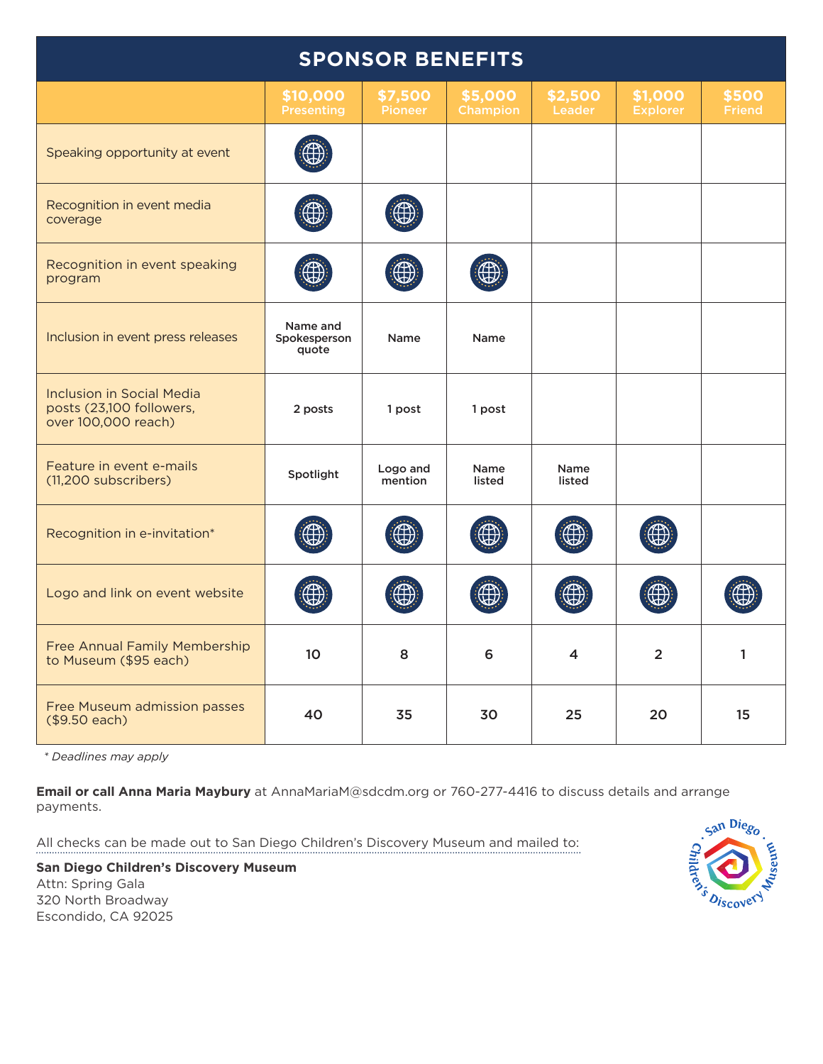# SPONSOR BENEFITS

| | $10,000 Presenting | $7,500 Pioneer | $5,000 Champion | $2,500 Leader | $1,000 Explorer | $500 Friend |
|---|---|---|---|---|---|---|
| Speaking opportunity at event | ● | | | | | |
| Recognition in event media coverage | ● | ● | | | | |
| Recognition in event speaking program | ● | ● | ● | | | |
| Inclusion in event press releases | Name and Spokesperson quote | Name | Name | | | |
| Inclusion in Social Media posts (23,100 followers, over 100,000 reach) | 2 posts | 1 post | 1 post | | | |
| Feature in event e-mails (11,200 subscribers) | Spotlight | Logo and mention | Name listed | Name listed | | |
| Recognition in e-invitation* | ● | ● | ● | ● | ● | |
| Logo and link on event website | ● | ● | ● | ● | ● | ● |
| Free Annual Family Membership to Museum ($95 each) | 10 | 8 | 6 | 4 | 2 | 1 |
| Free Museum admission passes ($9.50 each) | 40 | 35 | 30 | 25 | 20 | 15 |

*\* Deadlines may apply*

**Email or call Anna Maria Maybury** at AnnaMariaM@sdcdm.org or 760-277-4416 to discuss details and arrange payments.

All checks can be made out to San Diego Children's Discovery Museum and mailed to:

**San Diego Children's Discovery Museum**
Attn: Spring Gala
320 North Broadway
Escondido, CA 92025